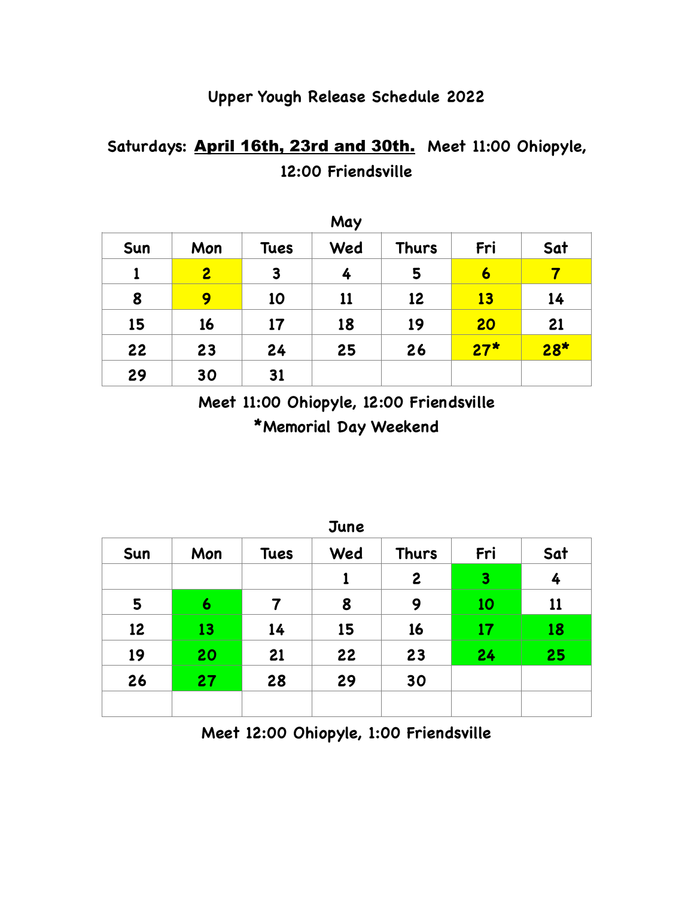# Upper Yough Release Schedule 2022

**Saturdays: April 16th, 23rd and 30th. Meet 11:00 Ohiopyle, 12:00 Friendsville**

**May**

| Sun | Mon | Tues | Wed | Thurs | Fri | Sat |
|---|---|---|---|---|---|---|
| 1 | **2** | 3 | 4 | 5 | **6** | **7** |
| 8 | **9** | 10 | 11 | 12 | **13** | 14 |
| 15 | 16 | 17 | 18 | 19 | **20** | 21 |
| 22 | 23 | 24 | 25 | 26 | **27*** | **28*** |
| 29 | 30 | 31 | | | | |

Meet 11:00 Ohiopyle, 12:00 Friendsville

*Memorial Day Weekend

**June**

| Sun | Mon | Tues | Wed | Thurs | Fri | Sat |
|---|---|---|---|---|---|---|
| | | | 1 | 2 | **3** | 4 |
| 5 | **6** | 7 | 8 | 9 | **10** | 11 |
| 12 | **13** | 14 | 15 | 16 | **17** | **18** |
| 19 | **20** | 21 | 22 | 23 | **24** | **25** |
| 26 | **27** | 28 | 29 | 30 | | |
| | | | | | | |

Meet 12:00 Ohiopyle, 1:00 Friendsville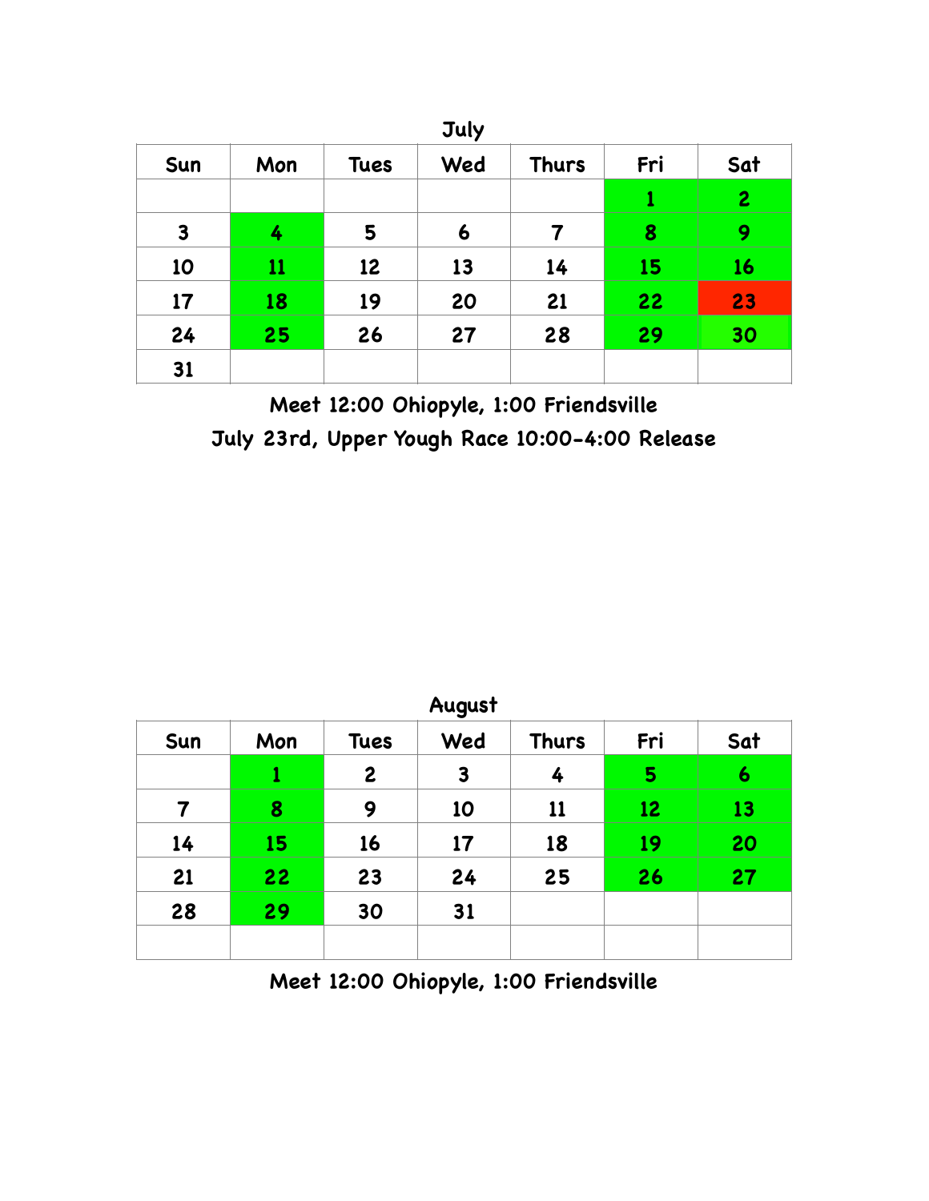## July

| Sun | Mon | Tues | Wed | Thurs | Fri | Sat |
|---|---|---|---|---|---|---|
| | | | | | 1 | 2 |
| 3 | 4 | 5 | 6 | 7 | 8 | 9 |
| 10 | 11 | 12 | 13 | 14 | 15 | 16 |
| 17 | 18 | 19 | 20 | 21 | 22 | 23 |
| 24 | 25 | 26 | 27 | 28 | 29 | 30 |
| 31 | | | | | | |

Meet 12:00 Ohiopyle, 1:00 Friendsville

July 23rd, Upper Yough Race 10:00-4:00 Release

## August

| Sun | Mon | Tues | Wed | Thurs | Fri | Sat |
|---|---|---|---|---|---|---|
| | 1 | 2 | 3 | 4 | 5 | 6 |
| 7 | 8 | 9 | 10 | 11 | 12 | 13 |
| 14 | 15 | 16 | 17 | 18 | 19 | 20 |
| 21 | 22 | 23 | 24 | 25 | 26 | 27 |
| 28 | 29 | 30 | 31 | | | |
| | | | | | | |

Meet 12:00 Ohiopyle, 1:00 Friendsville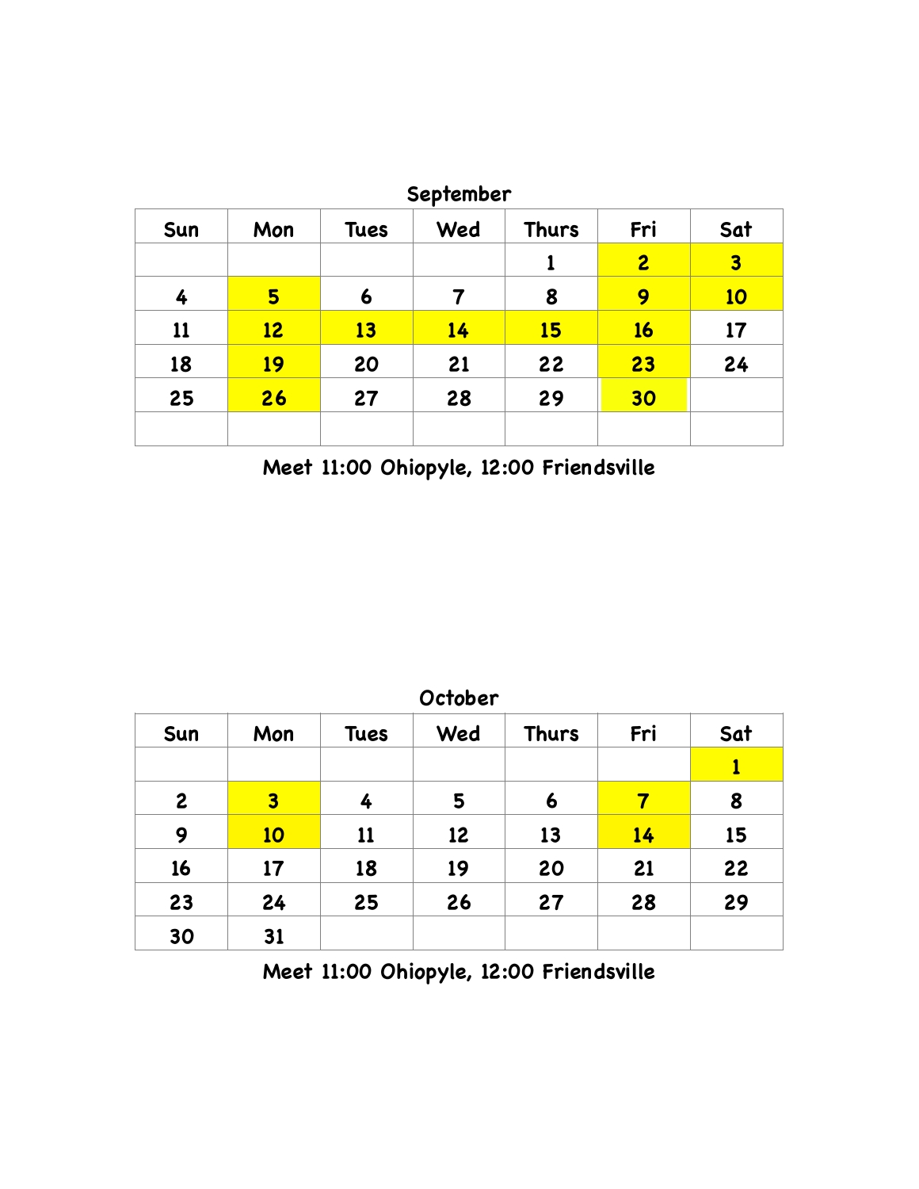## September

| Sun | Mon | Tues | Wed | Thurs | Fri | Sat |
|---|---|---|---|---|---|---|
| | | | | 1 | **2** | **3** |
| 4 | **5** | 6 | 7 | 8 | **9** | **10** |
| 11 | **12** | **13** | **14** | **15** | **16** | 17 |
| 18 | **19** | 20 | 21 | 22 | **23** | 24 |
| 25 | **26** | 27 | 28 | 29 | **30** | |
| | | | | | | |

Meet 11:00 Ohiopyle, 12:00 Friendsville

## October

| Sun | Mon | Tues | Wed | Thurs | Fri | Sat |
|---|---|---|---|---|---|---|
| | | | | | | **1** |
| 2 | **3** | 4 | 5 | 6 | **7** | 8 |
| 9 | **10** | 11 | 12 | 13 | **14** | 15 |
| 16 | 17 | 18 | 19 | 20 | 21 | 22 |
| 23 | 24 | 25 | 26 | 27 | 28 | 29 |
| 30 | 31 | | | | | |

Meet 11:00 Ohiopyle, 12:00 Friendsville